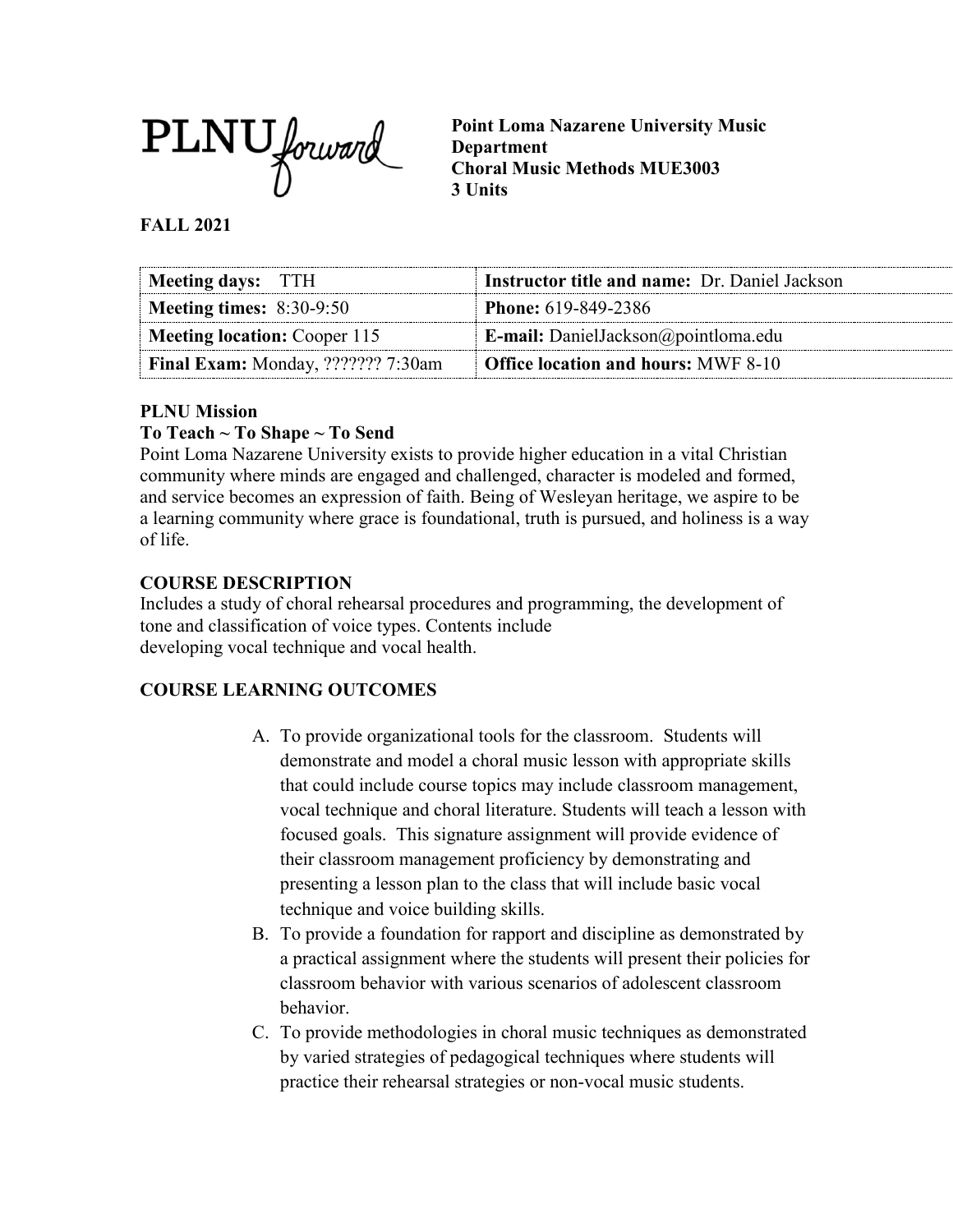PLNU forward

**Point Loma Nazarene University Music Department**
**Choral Music Methods MUE3003**
**3 Units**

**FALL 2021**

| | |
|---|---|
| **Meeting days:** TTH | **Instructor title and name:** Dr. Daniel Jackson |
| **Meeting times:** 8:30-9:50 | **Phone:** 619-849-2386 |
| **Meeting location:** Cooper 115 | **E-mail:** DanielJackson@pointloma.edu |
| **Final Exam:** Monday, ??????? 7:30am | **Office location and hours:** MWF 8-10 |

**PLNU Mission**

**To Teach ~ To Shape ~ To Send**

Point Loma Nazarene University exists to provide higher education in a vital Christian community where minds are engaged and challenged, character is modeled and formed, and service becomes an expression of faith. Being of Wesleyan heritage, we aspire to be a learning community where grace is foundational, truth is pursued, and holiness is a way of life.

**COURSE DESCRIPTION**

Includes a study of choral rehearsal procedures and programming, the development of tone and classification of voice types. Contents include developing vocal technique and vocal health.

**COURSE LEARNING OUTCOMES**

A. To provide organizational tools for the classroom. Students will demonstrate and model a choral music lesson with appropriate skills that could include course topics may include classroom management, vocal technique and choral literature. Students will teach a lesson with focused goals. This signature assignment will provide evidence of their classroom management proficiency by demonstrating and presenting a lesson plan to the class that will include basic vocal technique and voice building skills.
B. To provide a foundation for rapport and discipline as demonstrated by a practical assignment where the students will present their policies for classroom behavior with various scenarios of adolescent classroom behavior.
C. To provide methodologies in choral music techniques as demonstrated by varied strategies of pedagogical techniques where students will practice their rehearsal strategies or non-vocal music students.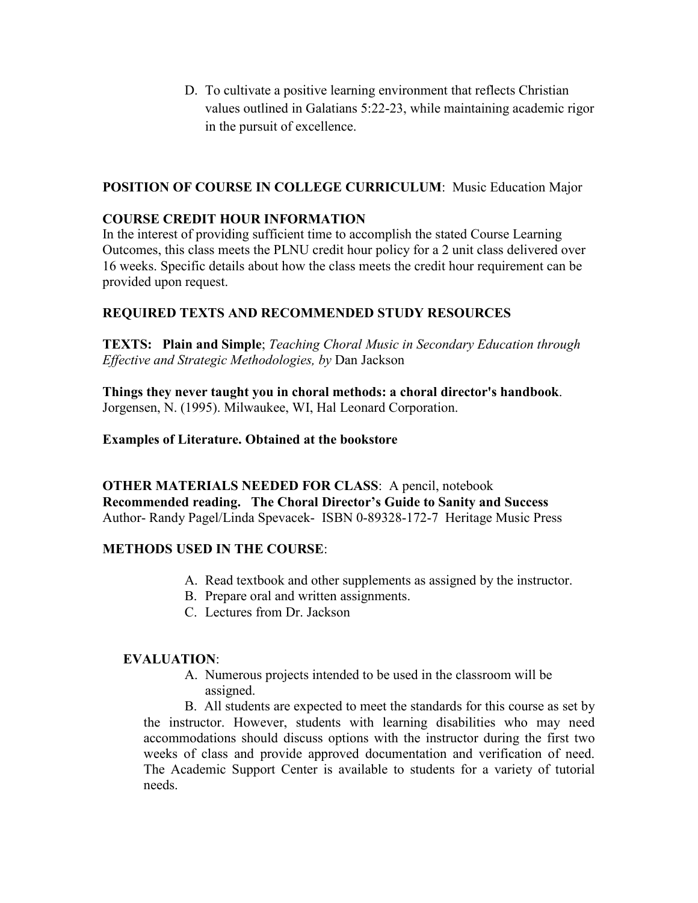D. To cultivate a positive learning environment that reflects Christian values outlined in Galatians 5:22-23, while maintaining academic rigor in the pursuit of excellence.

**POSITION OF COURSE IN COLLEGE CURRICULUM**: Music Education Major

**COURSE CREDIT HOUR INFORMATION**

In the interest of providing sufficient time to accomplish the stated Course Learning Outcomes, this class meets the PLNU credit hour policy for a 2 unit class delivered over 16 weeks. Specific details about how the class meets the credit hour requirement can be provided upon request.

**REQUIRED TEXTS AND RECOMMENDED STUDY RESOURCES**

**TEXTS: Plain and Simple**; *Teaching Choral Music in Secondary Education through Effective and Strategic Methodologies, by* Dan Jackson

**Things they never taught you in choral methods: a choral director's handbook**. Jorgensen, N. (1995). Milwaukee, WI, Hal Leonard Corporation.

**Examples of Literature. Obtained at the bookstore**

**OTHER MATERIALS NEEDED FOR CLASS**: A pencil, notebook
**Recommended reading. The Choral Director's Guide to Sanity and Success** Author- Randy Pagel/Linda Spevacek- ISBN 0-89328-172-7 Heritage Music Press

**METHODS USED IN THE COURSE**:

A. Read textbook and other supplements as assigned by the instructor.
B. Prepare oral and written assignments.
C. Lectures from Dr. Jackson

**EVALUATION**:

A. Numerous projects intended to be used in the classroom will be assigned.

B. All students are expected to meet the standards for this course as set by the instructor. However, students with learning disabilities who may need accommodations should discuss options with the instructor during the first two weeks of class and provide approved documentation and verification of need. The Academic Support Center is available to students for a variety of tutorial needs.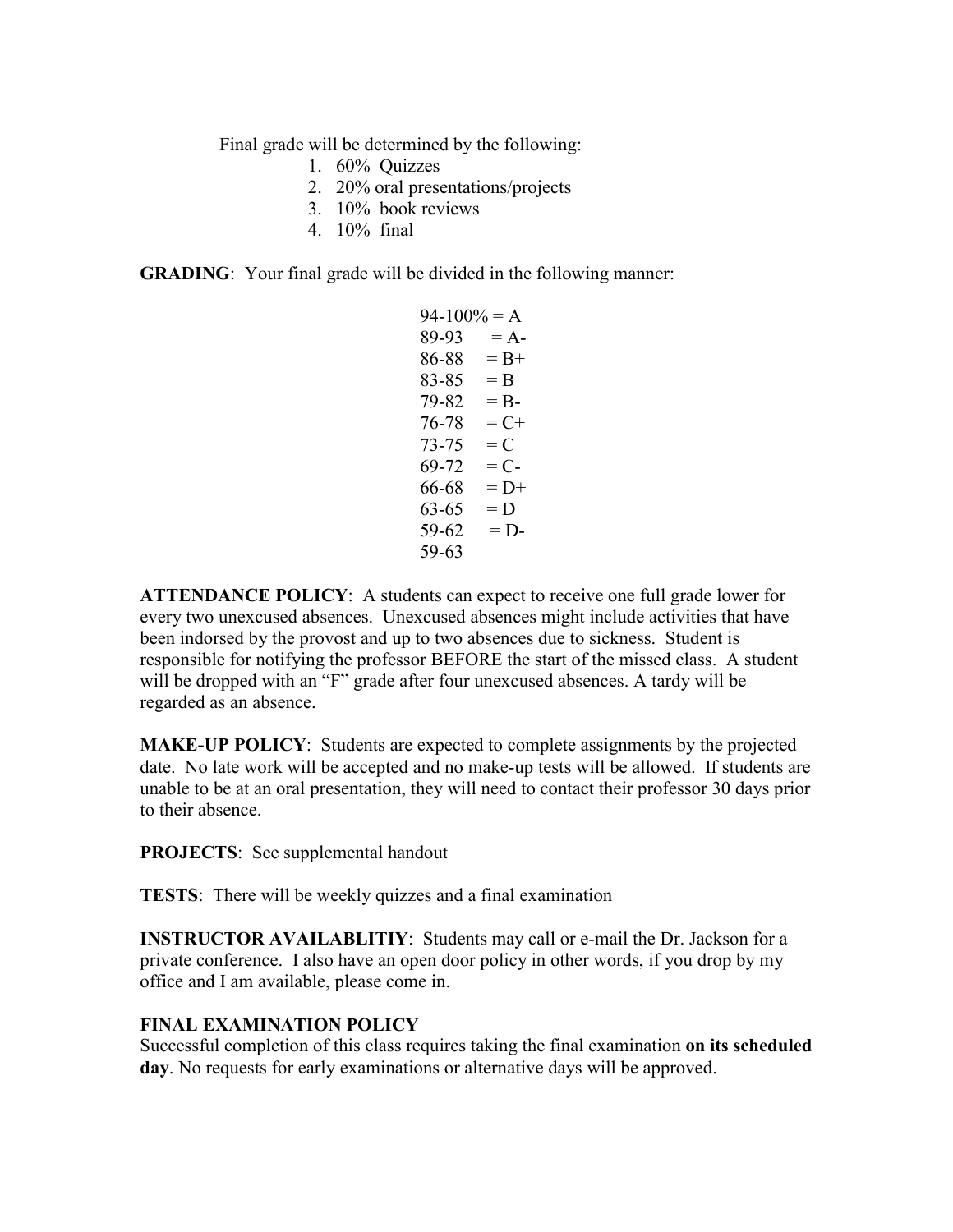Final grade will be determined by the following:

1. 60% Quizzes
2. 20% oral presentations/projects
3. 10% book reviews
4. 10% final

**GRADING**: Your final grade will be divided in the following manner:

94-100% = A
89-93 = A-
86-88 = B+
83-85 = B
79-82 = B-
76-78 = C+
73-75 = C
69-72 = C-
66-68 = D+
63-65 = D
59-62 = D-
59-63

**ATTENDANCE POLICY**: A students can expect to receive one full grade lower for every two unexcused absences. Unexcused absences might include activities that have been indorsed by the provost and up to two absences due to sickness. Student is responsible for notifying the professor BEFORE the start of the missed class. A student will be dropped with an "F" grade after four unexcused absences. A tardy will be regarded as an absence.

**MAKE-UP POLICY**: Students are expected to complete assignments by the projected date. No late work will be accepted and no make-up tests will be allowed. If students are unable to be at an oral presentation, they will need to contact their professor 30 days prior to their absence.

**PROJECTS**: See supplemental handout

**TESTS**: There will be weekly quizzes and a final examination

**INSTRUCTOR AVAILABLITIY**: Students may call or e-mail the Dr. Jackson for a private conference. I also have an open door policy in other words, if you drop by my office and I am available, please come in.

**FINAL EXAMINATION POLICY**

Successful completion of this class requires taking the final examination **on its scheduled day**. No requests for early examinations or alternative days will be approved.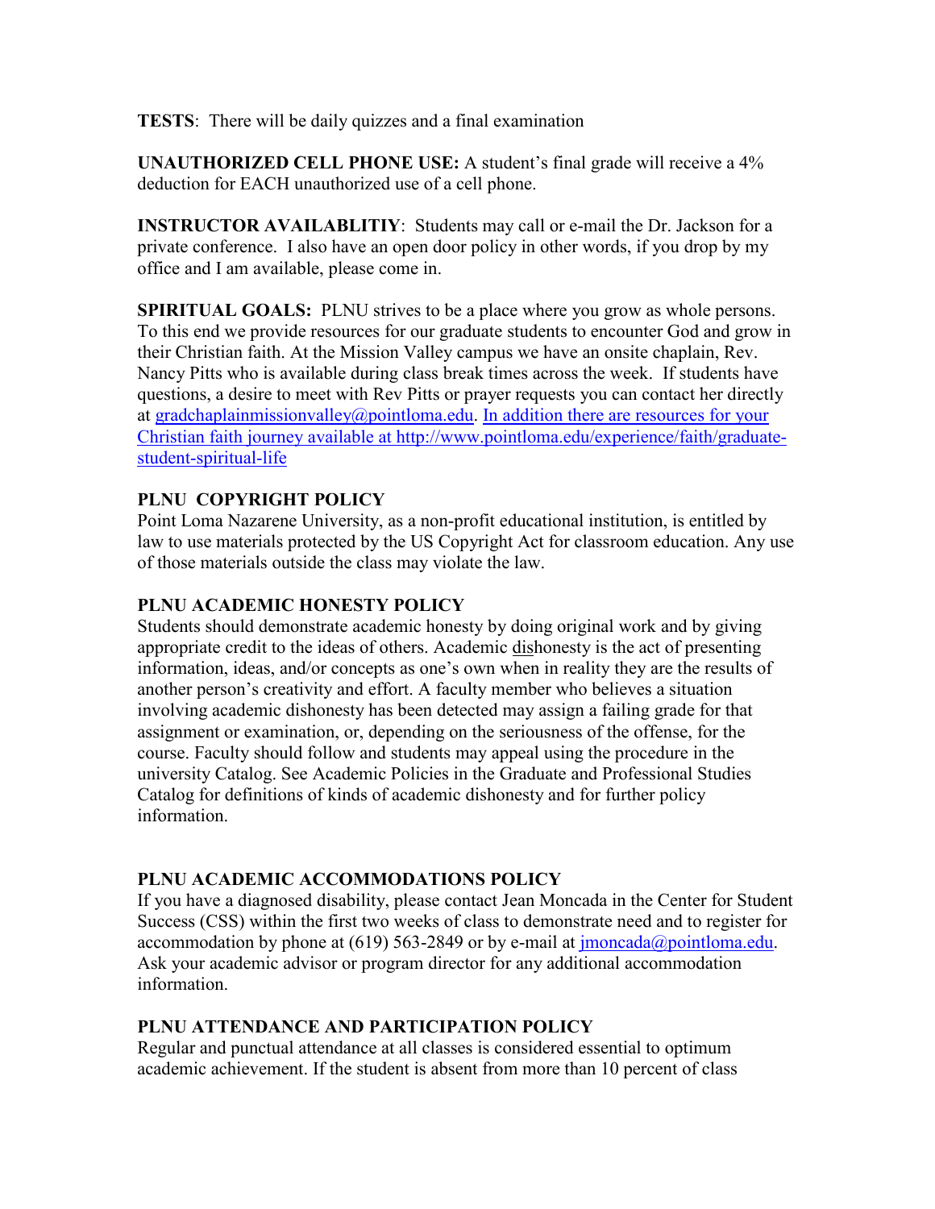**TESTS**: There will be daily quizzes and a final examination

**UNAUTHORIZED CELL PHONE USE:** A student's final grade will receive a 4% deduction for EACH unauthorized use of a cell phone.

**INSTRUCTOR AVAILABLITIY**: Students may call or e-mail the Dr. Jackson for a private conference. I also have an open door policy in other words, if you drop by my office and I am available, please come in.

**SPIRITUAL GOALS:** PLNU strives to be a place where you grow as whole persons. To this end we provide resources for our graduate students to encounter God and grow in their Christian faith. At the Mission Valley campus we have an onsite chaplain, Rev. Nancy Pitts who is available during class break times across the week. If students have questions, a desire to meet with Rev Pitts or prayer requests you can contact her directly at gradchaplainmissionvalley@pointloma.edu. In addition there are resources for your Christian faith journey available at http://www.pointloma.edu/experience/faith/graduate-student-spiritual-life

**PLNU COPYRIGHT POLICY**

Point Loma Nazarene University, as a non-profit educational institution, is entitled by law to use materials protected by the US Copyright Act for classroom education. Any use of those materials outside the class may violate the law.

**PLNU ACADEMIC HONESTY POLICY**

Students should demonstrate academic honesty by doing original work and by giving appropriate credit to the ideas of others. Academic dishonesty is the act of presenting information, ideas, and/or concepts as one's own when in reality they are the results of another person's creativity and effort. A faculty member who believes a situation involving academic dishonesty has been detected may assign a failing grade for that assignment or examination, or, depending on the seriousness of the offense, for the course. Faculty should follow and students may appeal using the procedure in the university Catalog. See Academic Policies in the Graduate and Professional Studies Catalog for definitions of kinds of academic dishonesty and for further policy information.

**PLNU ACADEMIC ACCOMMODATIONS POLICY**

If you have a diagnosed disability, please contact Jean Moncada in the Center for Student Success (CSS) within the first two weeks of class to demonstrate need and to register for accommodation by phone at (619) 563-2849 or by e-mail at jmoncada@pointloma.edu. Ask your academic advisor or program director for any additional accommodation information.

**PLNU ATTENDANCE AND PARTICIPATION POLICY**

Regular and punctual attendance at all classes is considered essential to optimum academic achievement. If the student is absent from more than 10 percent of class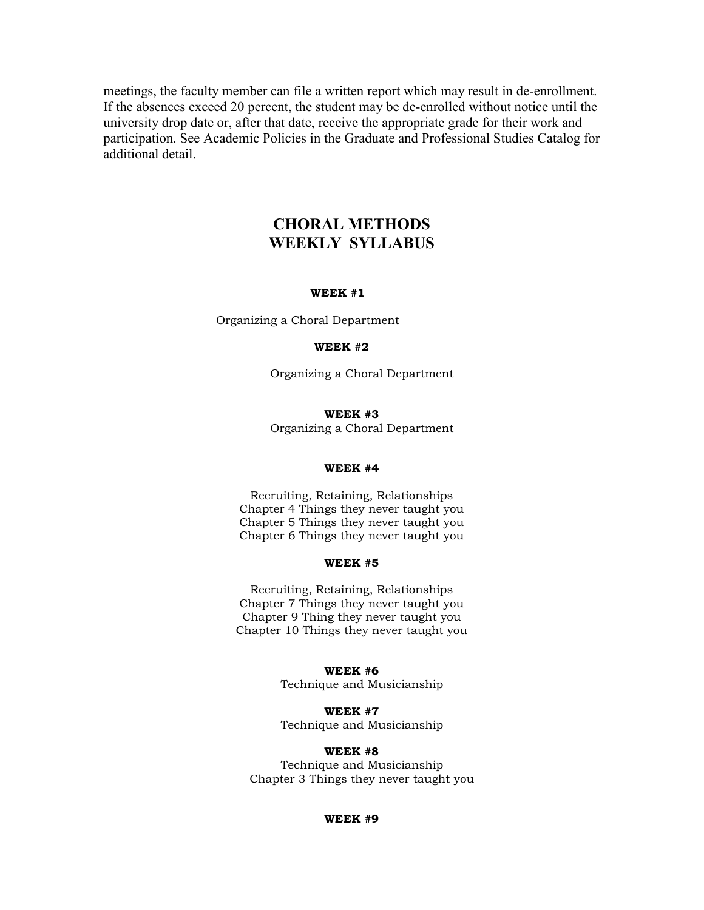meetings, the faculty member can file a written report which may result in de-enrollment. If the absences exceed 20 percent, the student may be de-enrolled without notice until the university drop date or, after that date, receive the appropriate grade for their work and participation. See Academic Policies in the Graduate and Professional Studies Catalog for additional detail.

# CHORAL METHODS
# WEEKLY SYLLABUS

**WEEK #1**

Organizing a Choral Department

**WEEK #2**

Organizing a Choral Department

**WEEK #3**

Organizing a Choral Department

**WEEK #4**

Recruiting, Retaining, Relationships
Chapter 4 Things they never taught you
Chapter 5 Things they never taught you
Chapter 6 Things they never taught you

**WEEK #5**

Recruiting, Retaining, Relationships
Chapter 7 Things they never taught you
Chapter 9 Thing they never taught you
Chapter 10 Things they never taught you

**WEEK #6**

Technique and Musicianship

**WEEK #7**

Technique and Musicianship

**WEEK #8**

Technique and Musicianship
Chapter 3 Things they never taught you

**WEEK #9**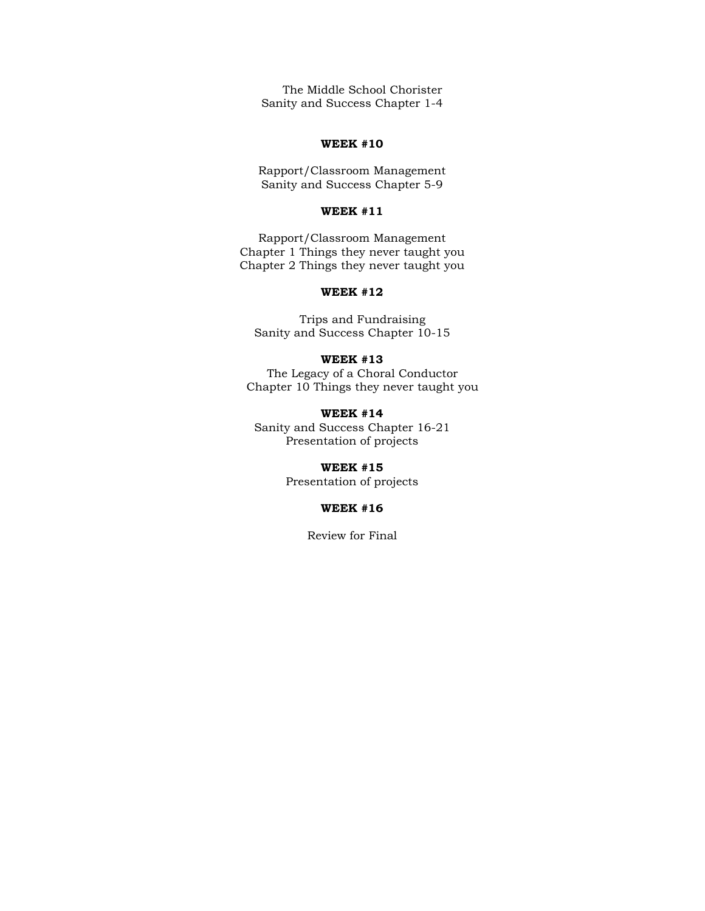The Middle School Chorister
Sanity and Success Chapter 1-4

**WEEK #10**

Rapport/Classroom Management
Sanity and Success Chapter 5-9

**WEEK #11**

Rapport/Classroom Management
Chapter 1 Things they never taught you
Chapter 2 Things they never taught you

**WEEK #12**

Trips and Fundraising
Sanity and Success Chapter 10-15

**WEEK #13**

The Legacy of a Choral Conductor
Chapter 10 Things they never taught you

**WEEK #14**

Sanity and Success Chapter 16-21
Presentation of projects

**WEEK #15**

Presentation of projects

**WEEK #16**

Review for Final